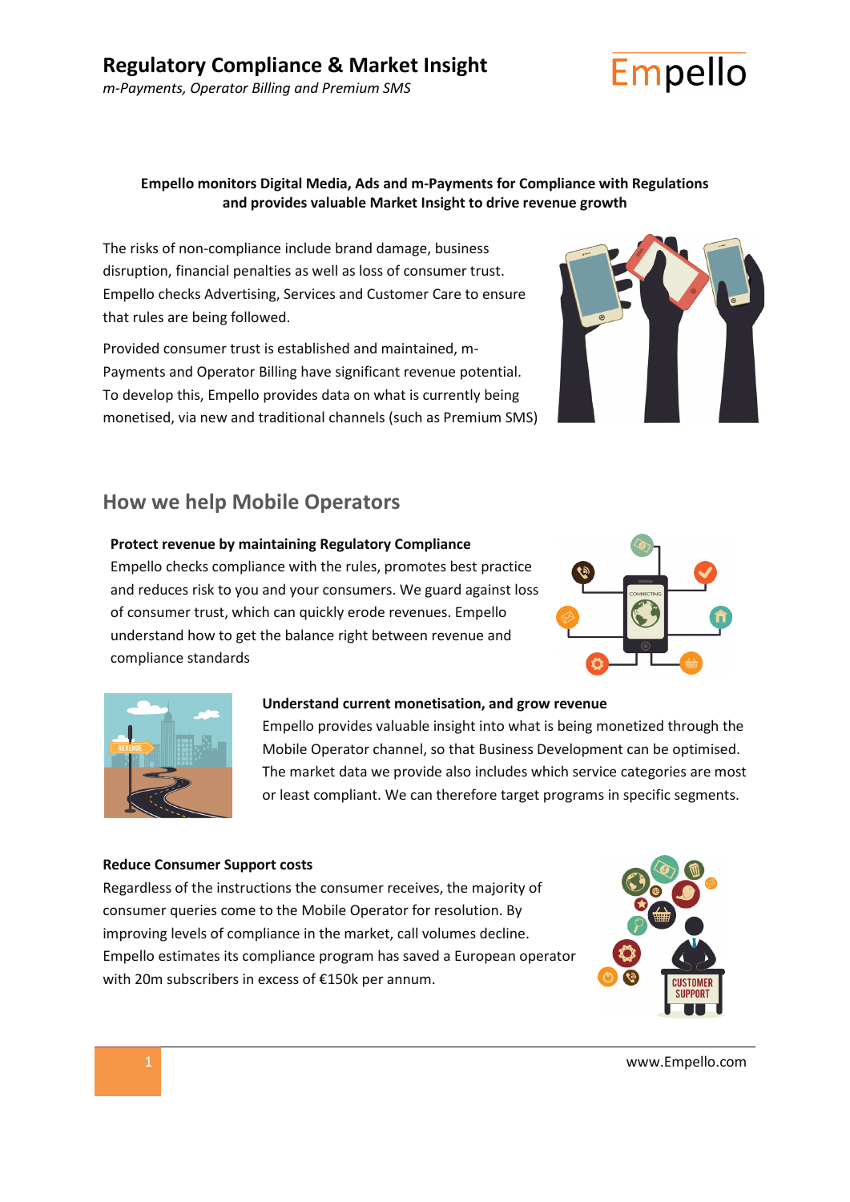# Regulatory Compliance & Market Insight

*m-Payments, Operator Billing and Premium SMS*

**Empello monitors Digital Media, Ads and m-Payments for Compliance with Regulations and provides valuable Market Insight to drive revenue growth**

The risks of non-compliance include brand damage, business disruption, financial penalties as well as loss of consumer trust. Empello checks Advertising, Services and Customer Care to ensure that rules are being followed.

Provided consumer trust is established and maintained, m-Payments and Operator Billing have significant revenue potential. To develop this, Empello provides data on what is currently being monetised, via new and traditional channels (such as Premium SMS)

## How we help Mobile Operators

**Protect revenue by maintaining Regulatory Compliance**

Empello checks compliance with the rules, promotes best practice and reduces risk to you and your consumers. We guard against loss of consumer trust, which can quickly erode revenues. Empello understand how to get the balance right between revenue and compliance standards

**Understand current monetisation, and grow revenue**

Empello provides valuable insight into what is being monetized through the Mobile Operator channel, so that Business Development can be optimised. The market data we provide also includes which service categories are most or least compliant. We can therefore target programs in specific segments.

**Reduce Consumer Support costs**

Regardless of the instructions the consumer receives, the majority of consumer queries come to the Mobile Operator for resolution. By improving levels of compliance in the market, call volumes decline. Empello estimates its compliance program has saved a European operator with 20m subscribers in excess of €150k per annum.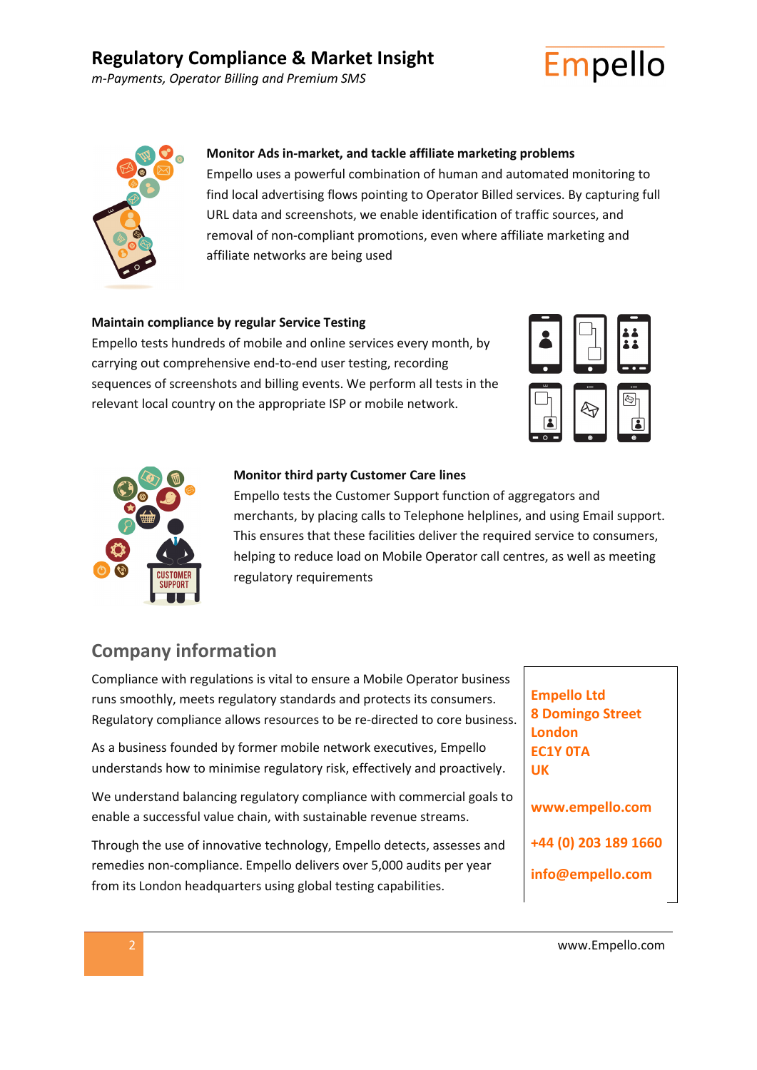**Monitor Ads in-market, and tackle affiliate marketing problems**

Empello uses a powerful combination of human and automated monitoring to find local advertising flows pointing to Operator Billed services. By capturing full URL data and screenshots, we enable identification of traffic sources, and removal of non-compliant promotions, even where affiliate marketing and affiliate networks are being used

**Maintain compliance by regular Service Testing**

Empello tests hundreds of mobile and online services every month, by carrying out comprehensive end-to-end user testing, recording sequences of screenshots and billing events. We perform all tests in the relevant local country on the appropriate ISP or mobile network.

**Monitor third party Customer Care lines**

Empello tests the Customer Support function of aggregators and merchants, by placing calls to Telephone helplines, and using Email support. This ensures that these facilities deliver the required service to consumers, helping to reduce load on Mobile Operator call centres, as well as meeting regulatory requirements

## Company information

Compliance with regulations is vital to ensure a Mobile Operator business runs smoothly, meets regulatory standards and protects its consumers. Regulatory compliance allows resources to be re-directed to core business.

As a business founded by former mobile network executives, Empello understands how to minimise regulatory risk, effectively and proactively.

We understand balancing regulatory compliance with commercial goals to enable a successful value chain, with sustainable revenue streams.

Through the use of innovative technology, Empello detects, assesses and remedies non-compliance. Empello delivers over 5,000 audits per year from its London headquarters using global testing capabilities.

**Empello Ltd**
**8 Domingo Street**
**London**
**EC1Y 0TA**
**UK**

**www.empello.com**

**+44 (0) 203 189 1660**

**info@empello.com**